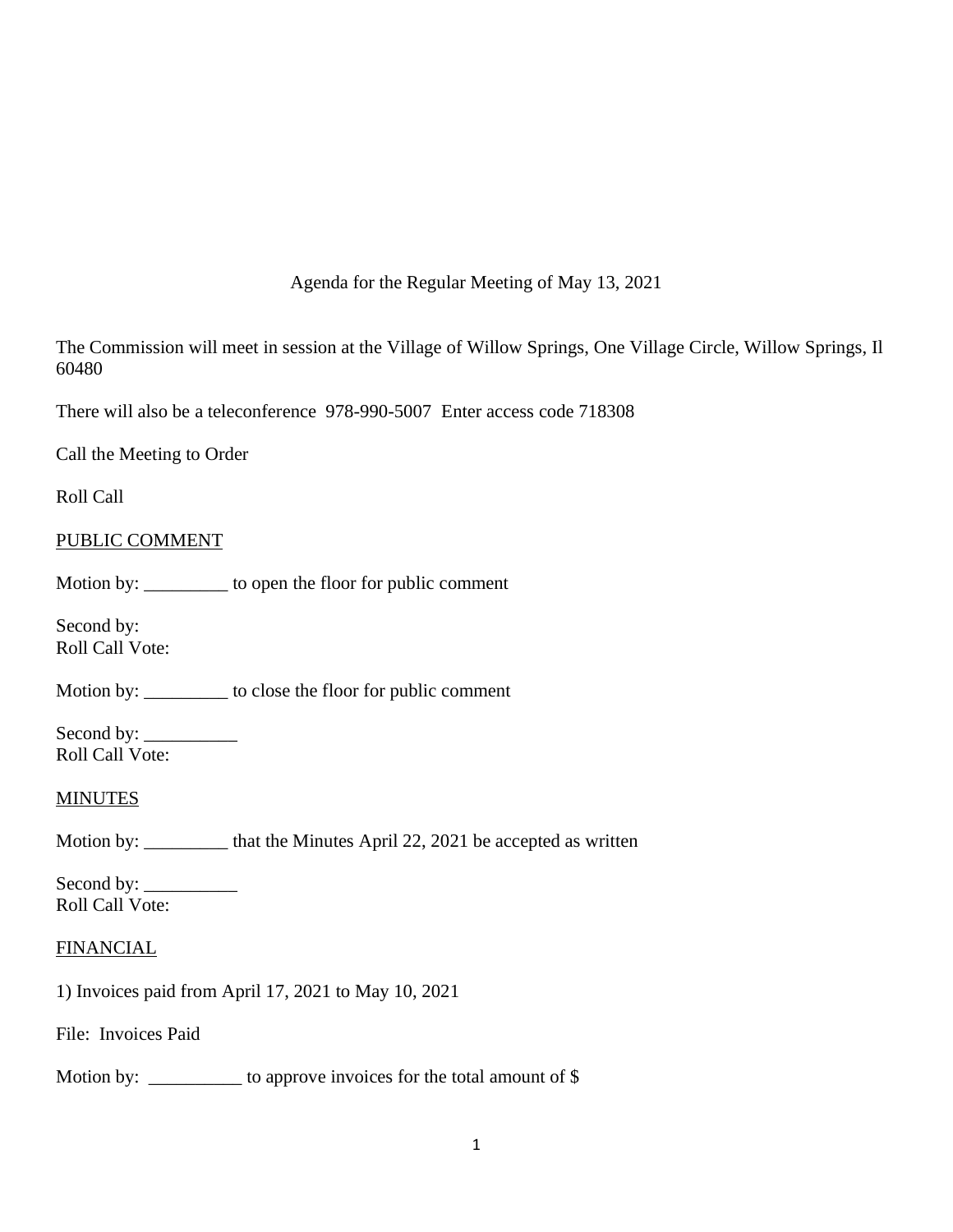Agenda for the Regular Meeting of May 13, 2021

The Commission will meet in session at the Village of Willow Springs, One Village Circle, Willow Springs, Il 60480

There will also be a teleconference  978-990-5007  Enter access code 718308

Call the Meeting to Order

Roll Call

<u>PUBLIC COMMENT</u>

Motion by: _________ to open the floor for public comment

Second by:
Roll Call Vote:

Motion by: _________ to close the floor for public comment

Second by: __________
Roll Call Vote:

<u>MINUTES</u>

Motion by: _________ that the Minutes April 22, 2021 be accepted as written

Second by: __________
Roll Call Vote:

<u>FINANCIAL</u>

1) Invoices paid from April 17, 2021 to May 10, 2021

File:  Invoices Paid

Motion by:  __________ to approve invoices for the total amount of $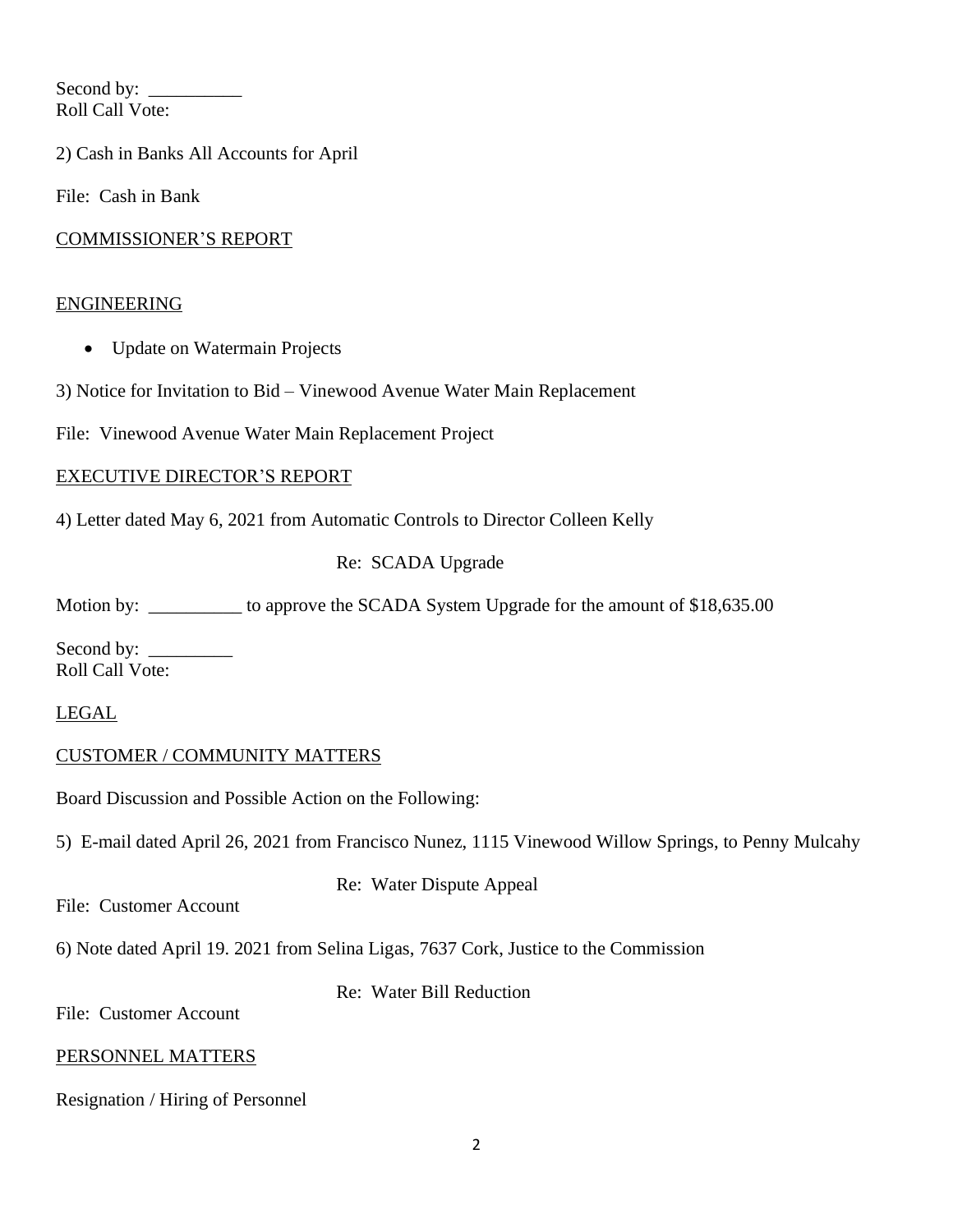Second by: __________
Roll Call Vote:

2) Cash in Banks All Accounts for April

File: Cash in Bank

COMMISSIONER'S REPORT

ENGINEERING

- Update on Watermain Projects

3) Notice for Invitation to Bid – Vinewood Avenue Water Main Replacement

File: Vinewood Avenue Water Main Replacement Project

EXECUTIVE DIRECTOR'S REPORT

4) Letter dated May 6, 2021 from Automatic Controls to Director Colleen Kelly

Re: SCADA Upgrade

Motion by: __________ to approve the SCADA System Upgrade for the amount of $18,635.00

Second by: _________
Roll Call Vote:

LEGAL

CUSTOMER / COMMUNITY MATTERS

Board Discussion and Possible Action on the Following:

5) E-mail dated April 26, 2021 from Francisco Nunez, 1115 Vinewood Willow Springs, to Penny Mulcahy

Re: Water Dispute Appeal

File: Customer Account

6) Note dated April 19. 2021 from Selina Ligas, 7637 Cork, Justice to the Commission

Re: Water Bill Reduction

File: Customer Account

PERSONNEL MATTERS

Resignation / Hiring of Personnel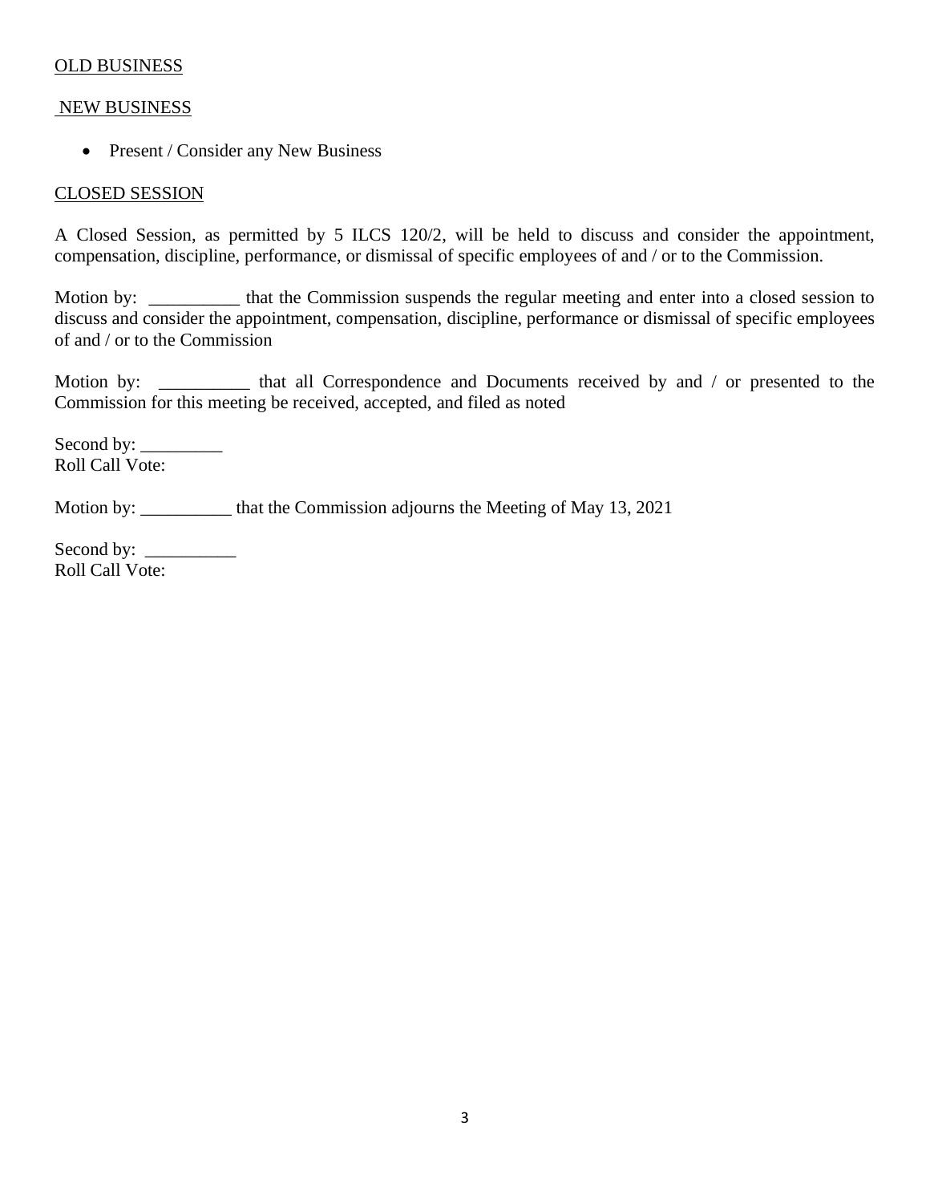<u>OLD BUSINESS</u>

<u>NEW BUSINESS</u>

- Present / Consider any New Business

<u>CLOSED SESSION</u>

A Closed Session, as permitted by 5 ILCS 120/2, will be held to discuss and consider the appointment, compensation, discipline, performance, or dismissal of specific employees of and / or to the Commission.

Motion by: __________ that the Commission suspends the regular meeting and enter into a closed session to discuss and consider the appointment, compensation, discipline, performance or dismissal of specific employees of and / or to the Commission

Motion by: __________ that all Correspondence and Documents received by and / or presented to the Commission for this meeting be received, accepted, and filed as noted

Second by: _________
Roll Call Vote:

Motion by: __________ that the Commission adjourns the Meeting of May 13, 2021

Second by: __________
Roll Call Vote: